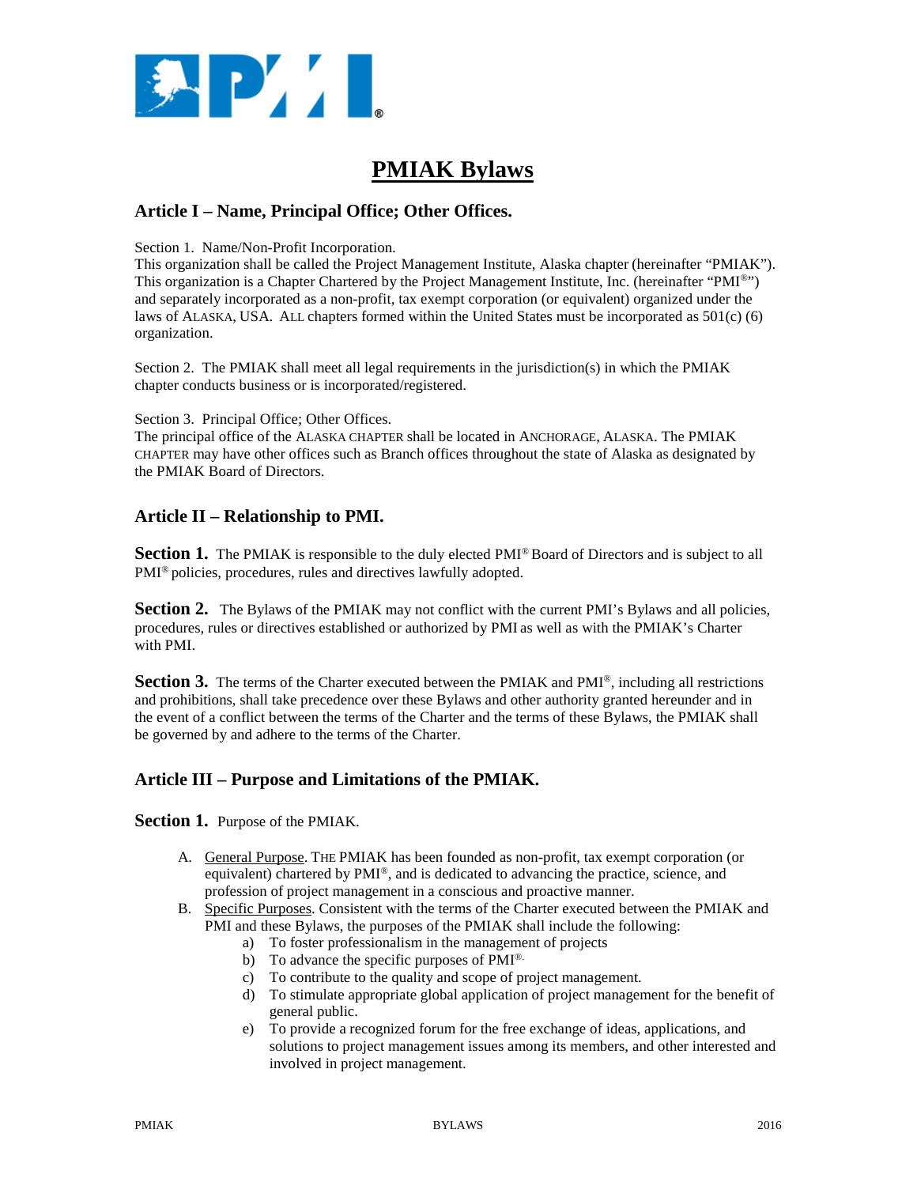# PMIAK Bylaws

## Article I – Name, Principal Office; Other Offices.

Section 1. Name/Non-Profit Incorporation.
This organization shall be called the Project Management Institute, Alaska chapter (hereinafter "PMIAK"). This organization is a Chapter Chartered by the Project Management Institute, Inc. (hereinafter "PMI®") and separately incorporated as a non-profit, tax exempt corporation (or equivalent) organized under the laws of ALASKA, USA. ALL chapters formed within the United States must be incorporated as 501(c) (6) organization.

Section 2. The PMIAK shall meet all legal requirements in the jurisdiction(s) in which the PMIAK chapter conducts business or is incorporated/registered.

Section 3. Principal Office; Other Offices.
The principal office of the ALASKA CHAPTER shall be located in ANCHORAGE, ALASKA. The PMIAK CHAPTER may have other offices such as Branch offices throughout the state of Alaska as designated by the PMIAK Board of Directors.

## Article II – Relationship to PMI.

**Section 1.** The PMIAK is responsible to the duly elected PMI® Board of Directors and is subject to all PMI® policies, procedures, rules and directives lawfully adopted.

**Section 2.** The Bylaws of the PMIAK may not conflict with the current PMI's Bylaws and all policies, procedures, rules or directives established or authorized by PMI as well as with the PMIAK's Charter with PMI.

**Section 3.** The terms of the Charter executed between the PMIAK and PMI®, including all restrictions and prohibitions, shall take precedence over these Bylaws and other authority granted hereunder and in the event of a conflict between the terms of the Charter and the terms of these Bylaws, the PMIAK shall be governed by and adhere to the terms of the Charter.

## Article III – Purpose and Limitations of the PMIAK.

**Section 1.** Purpose of the PMIAK.

A. General Purpose. THE PMIAK has been founded as non-profit, tax exempt corporation (or equivalent) chartered by PMI®, and is dedicated to advancing the practice, science, and profession of project management in a conscious and proactive manner.
B. Specific Purposes. Consistent with the terms of the Charter executed between the PMIAK and PMI and these Bylaws, the purposes of the PMIAK shall include the following:
   a) To foster professionalism in the management of projects
   b) To advance the specific purposes of PMI®.
   c) To contribute to the quality and scope of project management.
   d) To stimulate appropriate global application of project management for the benefit of general public.
   e) To provide a recognized forum for the free exchange of ideas, applications, and solutions to project management issues among its members, and other interested and involved in project management.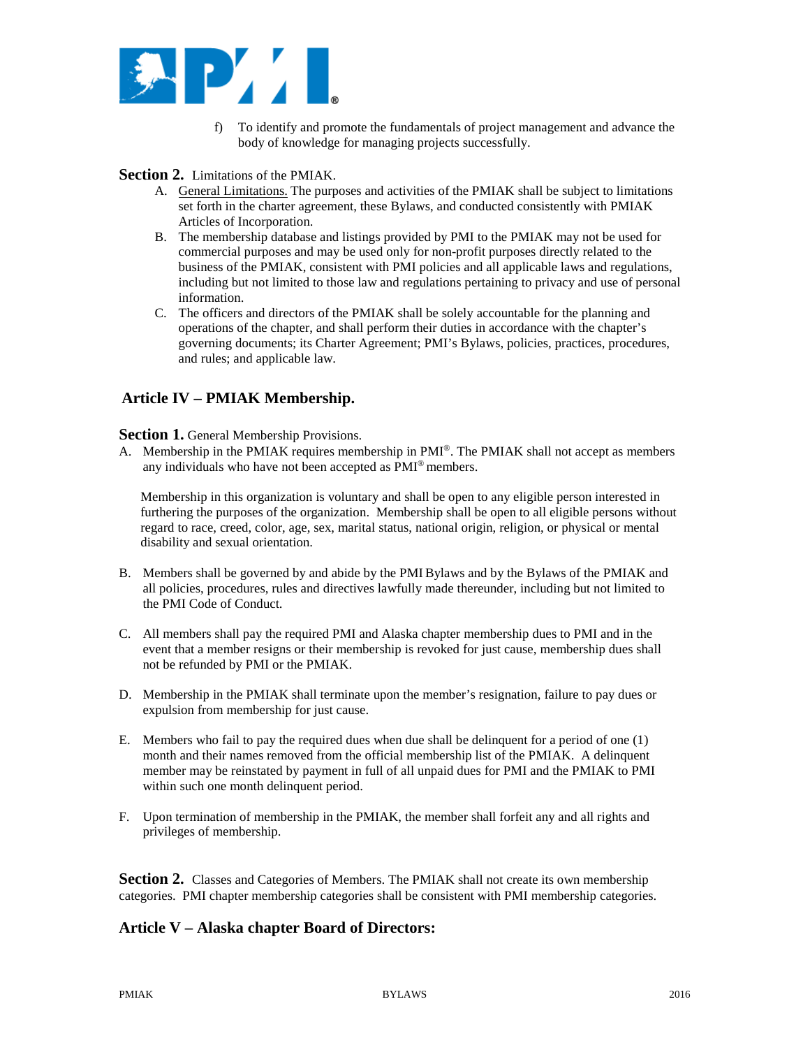f) To identify and promote the fundamentals of project management and advance the body of knowledge for managing projects successfully.

**Section 2.** Limitations of the PMIAK.

A. General Limitations. The purposes and activities of the PMIAK shall be subject to limitations set forth in the charter agreement, these Bylaws, and conducted consistently with PMIAK Articles of Incorporation.

B. The membership database and listings provided by PMI to the PMIAK may not be used for commercial purposes and may be used only for non-profit purposes directly related to the business of the PMIAK, consistent with PMI policies and all applicable laws and regulations, including but not limited to those law and regulations pertaining to privacy and use of personal information.

C. The officers and directors of the PMIAK shall be solely accountable for the planning and operations of the chapter, and shall perform their duties in accordance with the chapter's governing documents; its Charter Agreement; PMI's Bylaws, policies, practices, procedures, and rules; and applicable law.

## Article IV – PMIAK Membership.

**Section 1.** General Membership Provisions.

A. Membership in the PMIAK requires membership in PMI®. The PMIAK shall not accept as members any individuals who have not been accepted as PMI® members.

Membership in this organization is voluntary and shall be open to any eligible person interested in furthering the purposes of the organization. Membership shall be open to all eligible persons without regard to race, creed, color, age, sex, marital status, national origin, religion, or physical or mental disability and sexual orientation.

B. Members shall be governed by and abide by the PMI Bylaws and by the Bylaws of the PMIAK and all policies, procedures, rules and directives lawfully made thereunder, including but not limited to the PMI Code of Conduct.

C. All members shall pay the required PMI and Alaska chapter membership dues to PMI and in the event that a member resigns or their membership is revoked for just cause, membership dues shall not be refunded by PMI or the PMIAK.

D. Membership in the PMIAK shall terminate upon the member's resignation, failure to pay dues or expulsion from membership for just cause.

E. Members who fail to pay the required dues when due shall be delinquent for a period of one (1) month and their names removed from the official membership list of the PMIAK. A delinquent member may be reinstated by payment in full of all unpaid dues for PMI and the PMIAK to PMI within such one month delinquent period.

F. Upon termination of membership in the PMIAK, the member shall forfeit any and all rights and privileges of membership.

**Section 2.** Classes and Categories of Members. The PMIAK shall not create its own membership categories. PMI chapter membership categories shall be consistent with PMI membership categories.

## Article V – Alaska chapter Board of Directors: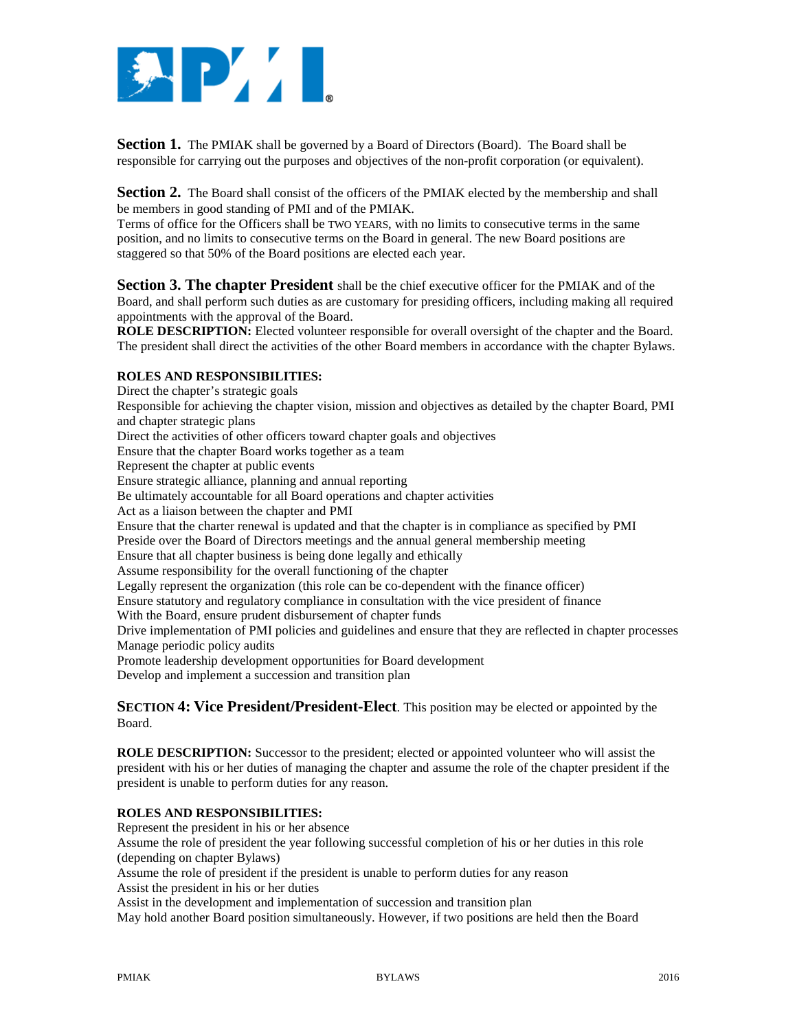**Section 1.** The PMIAK shall be governed by a Board of Directors (Board). The Board shall be responsible for carrying out the purposes and objectives of the non-profit corporation (or equivalent).

**Section 2.** The Board shall consist of the officers of the PMIAK elected by the membership and shall be members in good standing of PMI and of the PMIAK.
Terms of office for the Officers shall be TWO YEARS, with no limits to consecutive terms in the same position, and no limits to consecutive terms on the Board in general. The new Board positions are staggered so that 50% of the Board positions are elected each year.

**Section 3. The chapter President** shall be the chief executive officer for the PMIAK and of the Board, and shall perform such duties as are customary for presiding officers, including making all required appointments with the approval of the Board.
**ROLE DESCRIPTION:** Elected volunteer responsible for overall oversight of the chapter and the Board. The president shall direct the activities of the other Board members in accordance with the chapter Bylaws.

**ROLES AND RESPONSIBILITIES:**
Direct the chapter's strategic goals
Responsible for achieving the chapter vision, mission and objectives as detailed by the chapter Board, PMI and chapter strategic plans
Direct the activities of other officers toward chapter goals and objectives
Ensure that the chapter Board works together as a team
Represent the chapter at public events
Ensure strategic alliance, planning and annual reporting
Be ultimately accountable for all Board operations and chapter activities
Act as a liaison between the chapter and PMI
Ensure that the charter renewal is updated and that the chapter is in compliance as specified by PMI
Preside over the Board of Directors meetings and the annual general membership meeting
Ensure that all chapter business is being done legally and ethically
Assume responsibility for the overall functioning of the chapter
Legally represent the organization (this role can be co-dependent with the finance officer)
Ensure statutory and regulatory compliance in consultation with the vice president of finance
With the Board, ensure prudent disbursement of chapter funds
Drive implementation of PMI policies and guidelines and ensure that they are reflected in chapter processes
Manage periodic policy audits
Promote leadership development opportunities for Board development
Develop and implement a succession and transition plan

**SECTION 4: Vice President/President-Elect**. This position may be elected or appointed by the Board.

**ROLE DESCRIPTION:** Successor to the president; elected or appointed volunteer who will assist the president with his or her duties of managing the chapter and assume the role of the chapter president if the president is unable to perform duties for any reason.

**ROLES AND RESPONSIBILITIES:**
Represent the president in his or her absence
Assume the role of president the year following successful completion of his or her duties in this role (depending on chapter Bylaws)
Assume the role of president if the president is unable to perform duties for any reason
Assist the president in his or her duties
Assist in the development and implementation of succession and transition plan
May hold another Board position simultaneously. However, if two positions are held then the Board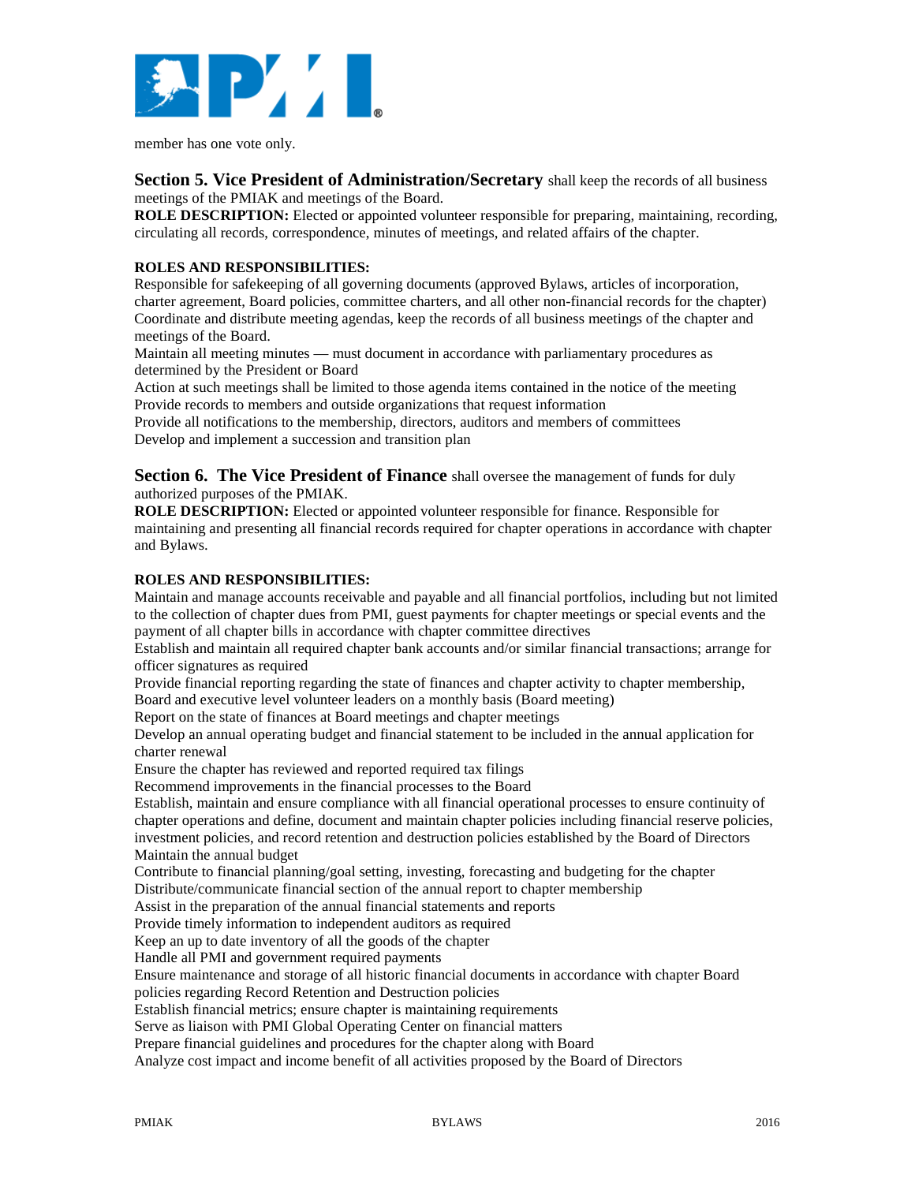member has one vote only.

**Section 5. Vice President of Administration/Secretary** shall keep the records of all business meetings of the PMIAK and meetings of the Board.

**ROLE DESCRIPTION:** Elected or appointed volunteer responsible for preparing, maintaining, recording, circulating all records, correspondence, minutes of meetings, and related affairs of the chapter.

**ROLES AND RESPONSIBILITIES:**

Responsible for safekeeping of all governing documents (approved Bylaws, articles of incorporation, charter agreement, Board policies, committee charters, and all other non-financial records for the chapter)
Coordinate and distribute meeting agendas, keep the records of all business meetings of the chapter and meetings of the Board.
Maintain all meeting minutes — must document in accordance with parliamentary procedures as determined by the President or Board
Action at such meetings shall be limited to those agenda items contained in the notice of the meeting
Provide records to members and outside organizations that request information
Provide all notifications to the membership, directors, auditors and members of committees
Develop and implement a succession and transition plan

**Section 6. The Vice President of Finance** shall oversee the management of funds for duly authorized purposes of the PMIAK.

**ROLE DESCRIPTION:** Elected or appointed volunteer responsible for finance. Responsible for maintaining and presenting all financial records required for chapter operations in accordance with chapter and Bylaws.

**ROLES AND RESPONSIBILITIES:**

Maintain and manage accounts receivable and payable and all financial portfolios, including but not limited to the collection of chapter dues from PMI, guest payments for chapter meetings or special events and the payment of all chapter bills in accordance with chapter committee directives
Establish and maintain all required chapter bank accounts and/or similar financial transactions; arrange for officer signatures as required
Provide financial reporting regarding the state of finances and chapter activity to chapter membership, Board and executive level volunteer leaders on a monthly basis (Board meeting)
Report on the state of finances at Board meetings and chapter meetings
Develop an annual operating budget and financial statement to be included in the annual application for charter renewal
Ensure the chapter has reviewed and reported required tax filings
Recommend improvements in the financial processes to the Board
Establish, maintain and ensure compliance with all financial operational processes to ensure continuity of chapter operations and define, document and maintain chapter policies including financial reserve policies, investment policies, and record retention and destruction policies established by the Board of Directors
Maintain the annual budget
Contribute to financial planning/goal setting, investing, forecasting and budgeting for the chapter
Distribute/communicate financial section of the annual report to chapter membership
Assist in the preparation of the annual financial statements and reports
Provide timely information to independent auditors as required
Keep an up to date inventory of all the goods of the chapter
Handle all PMI and government required payments
Ensure maintenance and storage of all historic financial documents in accordance with chapter Board policies regarding Record Retention and Destruction policies
Establish financial metrics; ensure chapter is maintaining requirements
Serve as liaison with PMI Global Operating Center on financial matters
Prepare financial guidelines and procedures for the chapter along with Board
Analyze cost impact and income benefit of all activities proposed by the Board of Directors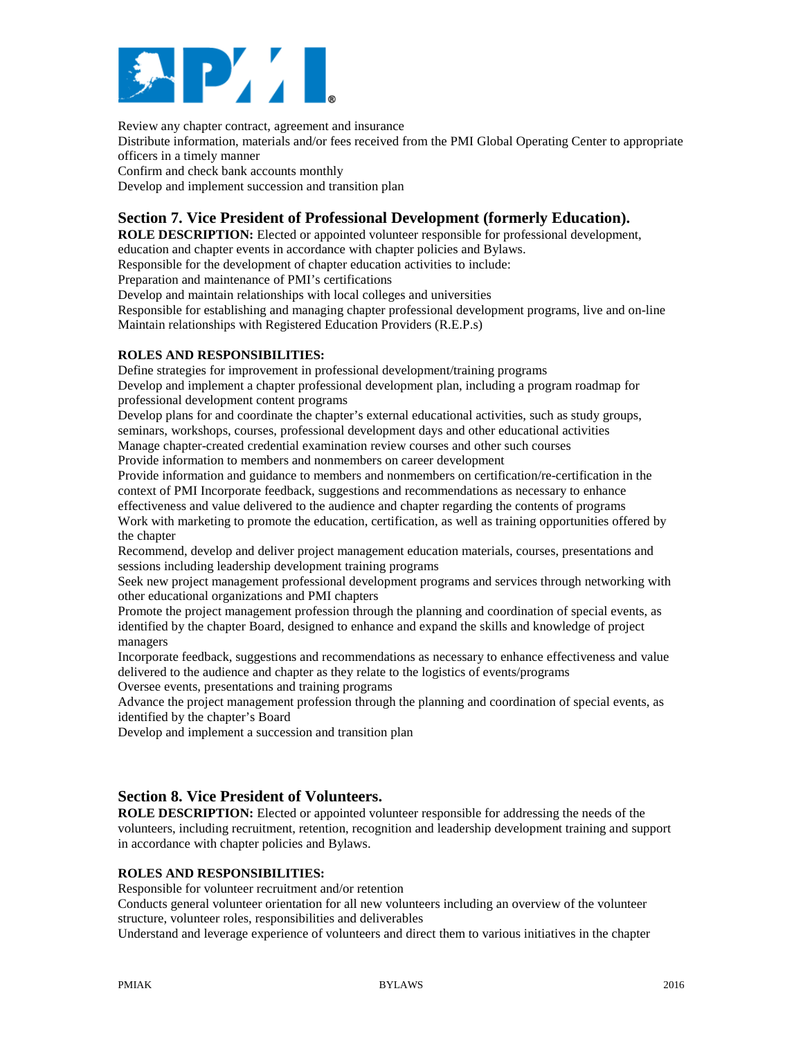Review any chapter contract, agreement and insurance
Distribute information, materials and/or fees received from the PMI Global Operating Center to appropriate officers in a timely manner
Confirm and check bank accounts monthly
Develop and implement succession and transition plan

## Section 7. Vice President of Professional Development (formerly Education).

**ROLE DESCRIPTION:** Elected or appointed volunteer responsible for professional development, education and chapter events in accordance with chapter policies and Bylaws.
Responsible for the development of chapter education activities to include:
Preparation and maintenance of PMI's certifications
Develop and maintain relationships with local colleges and universities
Responsible for establishing and managing chapter professional development programs, live and on-line
Maintain relationships with Registered Education Providers (R.E.P.s)

**ROLES AND RESPONSIBILITIES:**
Define strategies for improvement in professional development/training programs
Develop and implement a chapter professional development plan, including a program roadmap for professional development content programs
Develop plans for and coordinate the chapter's external educational activities, such as study groups, seminars, workshops, courses, professional development days and other educational activities
Manage chapter-created credential examination review courses and other such courses
Provide information to members and nonmembers on career development
Provide information and guidance to members and nonmembers on certification/re-certification in the context of PMI Incorporate feedback, suggestions and recommendations as necessary to enhance effectiveness and value delivered to the audience and chapter regarding the contents of programs
Work with marketing to promote the education, certification, as well as training opportunities offered by the chapter
Recommend, develop and deliver project management education materials, courses, presentations and sessions including leadership development training programs
Seek new project management professional development programs and services through networking with other educational organizations and PMI chapters
Promote the project management profession through the planning and coordination of special events, as identified by the chapter Board, designed to enhance and expand the skills and knowledge of project managers
Incorporate feedback, suggestions and recommendations as necessary to enhance effectiveness and value delivered to the audience and chapter as they relate to the logistics of events/programs
Oversee events, presentations and training programs
Advance the project management profession through the planning and coordination of special events, as identified by the chapter's Board
Develop and implement a succession and transition plan

## Section 8. Vice President of Volunteers.

**ROLE DESCRIPTION:** Elected or appointed volunteer responsible for addressing the needs of the volunteers, including recruitment, retention, recognition and leadership development training and support in accordance with chapter policies and Bylaws.

**ROLES AND RESPONSIBILITIES:**
Responsible for volunteer recruitment and/or retention
Conducts general volunteer orientation for all new volunteers including an overview of the volunteer structure, volunteer roles, responsibilities and deliverables
Understand and leverage experience of volunteers and direct them to various initiatives in the chapter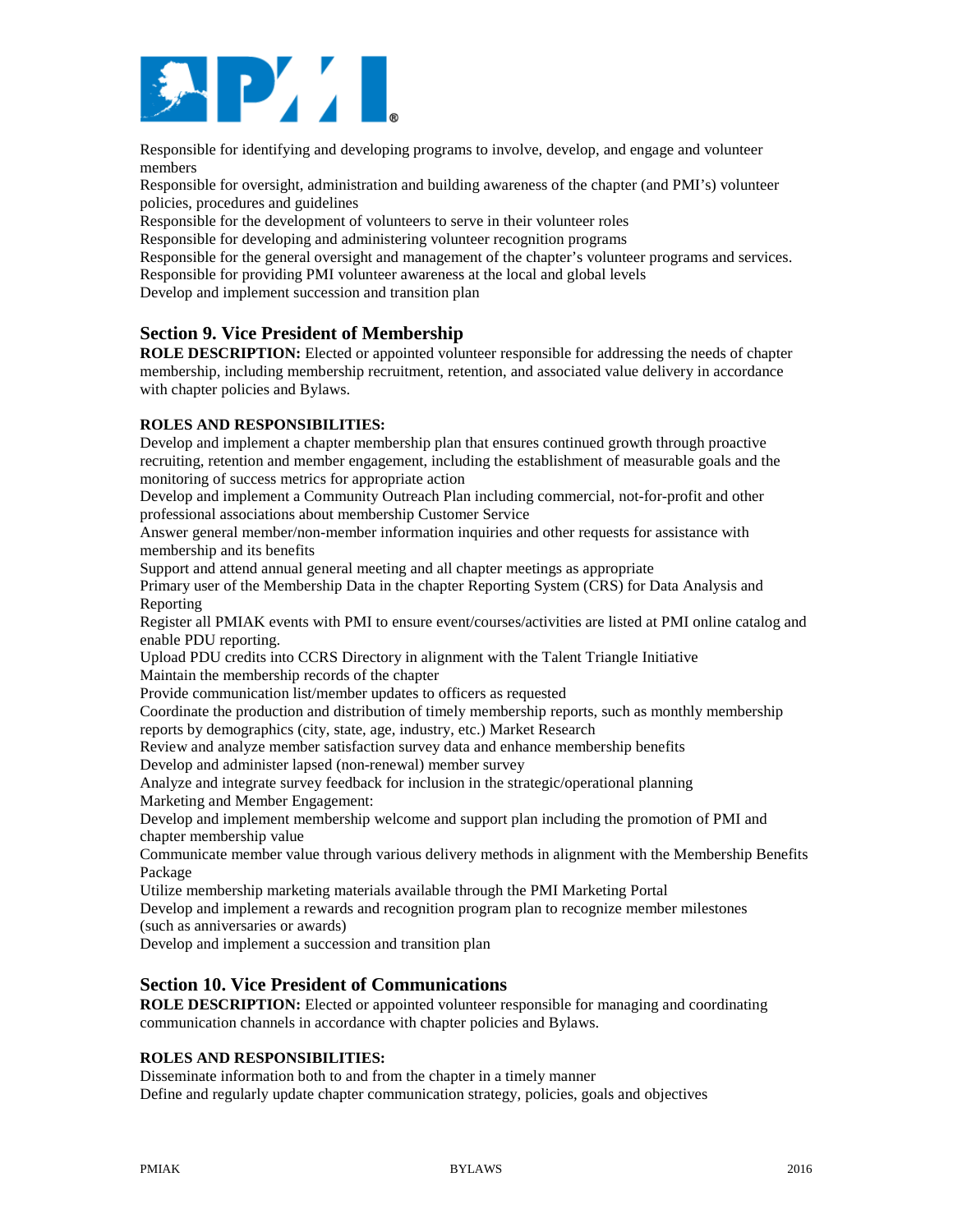Responsible for identifying and developing programs to involve, develop, and engage and volunteer members
Responsible for oversight, administration and building awareness of the chapter (and PMI's) volunteer policies, procedures and guidelines
Responsible for the development of volunteers to serve in their volunteer roles
Responsible for developing and administering volunteer recognition programs
Responsible for the general oversight and management of the chapter's volunteer programs and services.
Responsible for providing PMI volunteer awareness at the local and global levels
Develop and implement succession and transition plan

## Section 9. Vice President of Membership

**ROLE DESCRIPTION:** Elected or appointed volunteer responsible for addressing the needs of chapter membership, including membership recruitment, retention, and associated value delivery in accordance with chapter policies and Bylaws.

**ROLES AND RESPONSIBILITIES:**

Develop and implement a chapter membership plan that ensures continued growth through proactive recruiting, retention and member engagement, including the establishment of measurable goals and the monitoring of success metrics for appropriate action
Develop and implement a Community Outreach Plan including commercial, not-for-profit and other professional associations about membership Customer Service
Answer general member/non-member information inquiries and other requests for assistance with membership and its benefits
Support and attend annual general meeting and all chapter meetings as appropriate
Primary user of the Membership Data in the chapter Reporting System (CRS) for Data Analysis and Reporting
Register all PMIAK events with PMI to ensure event/courses/activities are listed at PMI online catalog and enable PDU reporting.
Upload PDU credits into CCRS Directory in alignment with the Talent Triangle Initiative
Maintain the membership records of the chapter
Provide communication list/member updates to officers as requested
Coordinate the production and distribution of timely membership reports, such as monthly membership reports by demographics (city, state, age, industry, etc.) Market Research
Review and analyze member satisfaction survey data and enhance membership benefits
Develop and administer lapsed (non-renewal) member survey
Analyze and integrate survey feedback for inclusion in the strategic/operational planning
Marketing and Member Engagement:
Develop and implement membership welcome and support plan including the promotion of PMI and chapter membership value
Communicate member value through various delivery methods in alignment with the Membership Benefits Package
Utilize membership marketing materials available through the PMI Marketing Portal
Develop and implement a rewards and recognition program plan to recognize member milestones (such as anniversaries or awards)
Develop and implement a succession and transition plan

## Section 10. Vice President of Communications

**ROLE DESCRIPTION:** Elected or appointed volunteer responsible for managing and coordinating communication channels in accordance with chapter policies and Bylaws.

**ROLES AND RESPONSIBILITIES:**

Disseminate information both to and from the chapter in a timely manner
Define and regularly update chapter communication strategy, policies, goals and objectives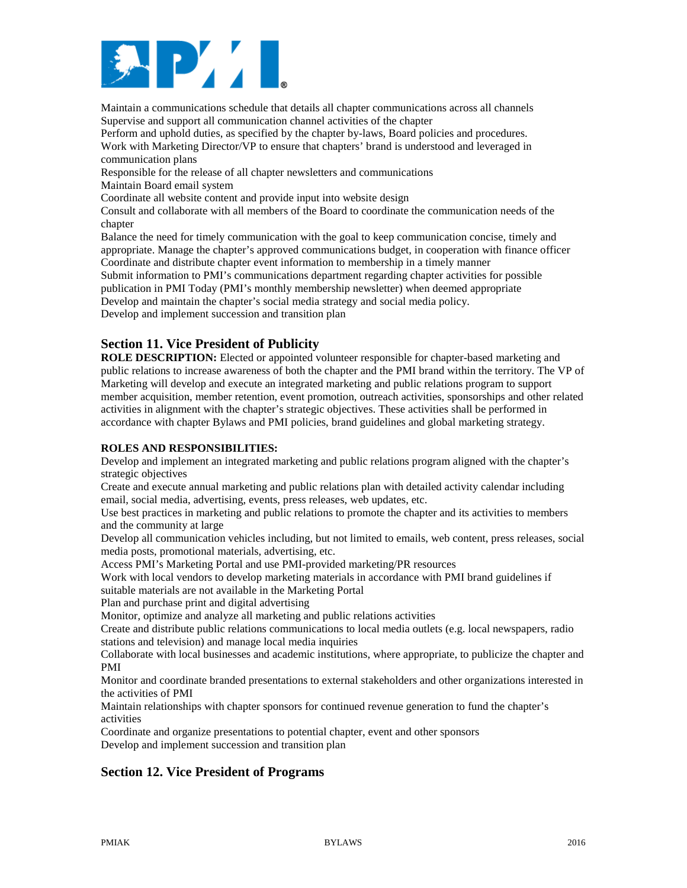Maintain a communications schedule that details all chapter communications across all channels
Supervise and support all communication channel activities of the chapter
Perform and uphold duties, as specified by the chapter by-laws, Board policies and procedures.
Work with Marketing Director/VP to ensure that chapters' brand is understood and leveraged in communication plans
Responsible for the release of all chapter newsletters and communications
Maintain Board email system
Coordinate all website content and provide input into website design
Consult and collaborate with all members of the Board to coordinate the communication needs of the chapter
Balance the need for timely communication with the goal to keep communication concise, timely and appropriate. Manage the chapter's approved communications budget, in cooperation with finance officer
Coordinate and distribute chapter event information to membership in a timely manner
Submit information to PMI's communications department regarding chapter activities for possible publication in PMI Today (PMI's monthly membership newsletter) when deemed appropriate
Develop and maintain the chapter's social media strategy and social media policy.
Develop and implement succession and transition plan

## Section 11. Vice President of Publicity

**ROLE DESCRIPTION:** Elected or appointed volunteer responsible for chapter-based marketing and public relations to increase awareness of both the chapter and the PMI brand within the territory. The VP of Marketing will develop and execute an integrated marketing and public relations program to support member acquisition, member retention, event promotion, outreach activities, sponsorships and other related activities in alignment with the chapter's strategic objectives. These activities shall be performed in accordance with chapter Bylaws and PMI policies, brand guidelines and global marketing strategy.

**ROLES AND RESPONSIBILITIES:**

Develop and implement an integrated marketing and public relations program aligned with the chapter's strategic objectives
Create and execute annual marketing and public relations plan with detailed activity calendar including email, social media, advertising, events, press releases, web updates, etc.
Use best practices in marketing and public relations to promote the chapter and its activities to members and the community at large
Develop all communication vehicles including, but not limited to emails, web content, press releases, social media posts, promotional materials, advertising, etc.
Access PMI's Marketing Portal and use PMI-provided marketing/PR resources
Work with local vendors to develop marketing materials in accordance with PMI brand guidelines if suitable materials are not available in the Marketing Portal
Plan and purchase print and digital advertising
Monitor, optimize and analyze all marketing and public relations activities
Create and distribute public relations communications to local media outlets (e.g. local newspapers, radio stations and television) and manage local media inquiries
Collaborate with local businesses and academic institutions, where appropriate, to publicize the chapter and PMI
Monitor and coordinate branded presentations to external stakeholders and other organizations interested in the activities of PMI
Maintain relationships with chapter sponsors for continued revenue generation to fund the chapter's activities
Coordinate and organize presentations to potential chapter, event and other sponsors
Develop and implement succession and transition plan

## Section 12. Vice President of Programs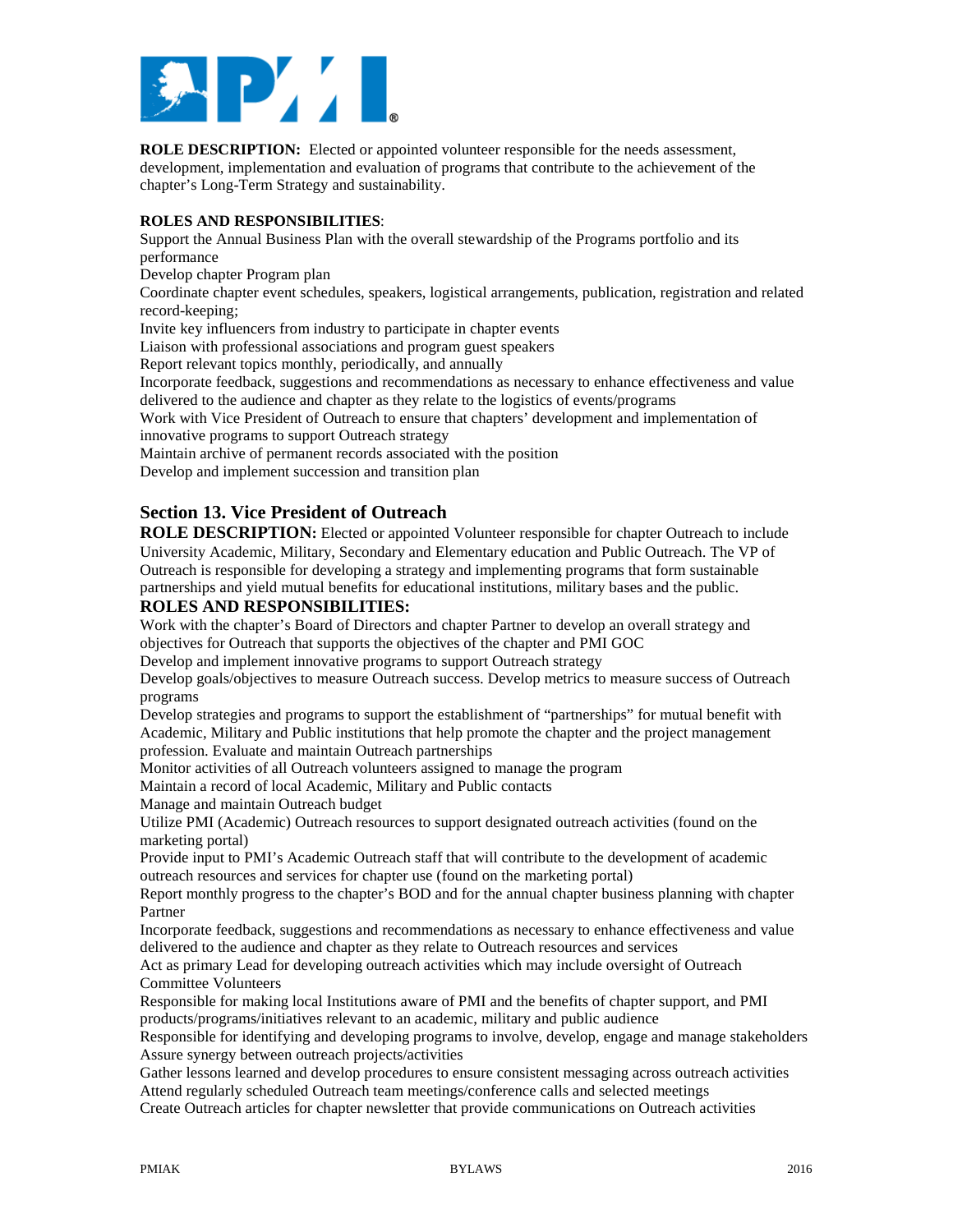**ROLE DESCRIPTION:** Elected or appointed volunteer responsible for the needs assessment, development, implementation and evaluation of programs that contribute to the achievement of the chapter's Long-Term Strategy and sustainability.

**ROLES AND RESPONSIBILITIES**:

Support the Annual Business Plan with the overall stewardship of the Programs portfolio and its performance
Develop chapter Program plan
Coordinate chapter event schedules, speakers, logistical arrangements, publication, registration and related record-keeping;
Invite key influencers from industry to participate in chapter events
Liaison with professional associations and program guest speakers
Report relevant topics monthly, periodically, and annually
Incorporate feedback, suggestions and recommendations as necessary to enhance effectiveness and value delivered to the audience and chapter as they relate to the logistics of events/programs
Work with Vice President of Outreach to ensure that chapters' development and implementation of innovative programs to support Outreach strategy
Maintain archive of permanent records associated with the position
Develop and implement succession and transition plan

## Section 13. Vice President of Outreach

**ROLE DESCRIPTION:** Elected or appointed Volunteer responsible for chapter Outreach to include University Academic, Military, Secondary and Elementary education and Public Outreach. The VP of Outreach is responsible for developing a strategy and implementing programs that form sustainable partnerships and yield mutual benefits for educational institutions, military bases and the public.

**ROLES AND RESPONSIBILITIES:**

Work with the chapter's Board of Directors and chapter Partner to develop an overall strategy and objectives for Outreach that supports the objectives of the chapter and PMI GOC
Develop and implement innovative programs to support Outreach strategy
Develop goals/objectives to measure Outreach success. Develop metrics to measure success of Outreach programs
Develop strategies and programs to support the establishment of "partnerships" for mutual benefit with Academic, Military and Public institutions that help promote the chapter and the project management profession. Evaluate and maintain Outreach partnerships
Monitor activities of all Outreach volunteers assigned to manage the program
Maintain a record of local Academic, Military and Public contacts
Manage and maintain Outreach budget
Utilize PMI (Academic) Outreach resources to support designated outreach activities (found on the marketing portal)
Provide input to PMI's Academic Outreach staff that will contribute to the development of academic outreach resources and services for chapter use (found on the marketing portal)
Report monthly progress to the chapter's BOD and for the annual chapter business planning with chapter Partner
Incorporate feedback, suggestions and recommendations as necessary to enhance effectiveness and value delivered to the audience and chapter as they relate to Outreach resources and services
Act as primary Lead for developing outreach activities which may include oversight of Outreach Committee Volunteers
Responsible for making local Institutions aware of PMI and the benefits of chapter support, and PMI products/programs/initiatives relevant to an academic, military and public audience
Responsible for identifying and developing programs to involve, develop, engage and manage stakeholders
Assure synergy between outreach projects/activities
Gather lessons learned and develop procedures to ensure consistent messaging across outreach activities
Attend regularly scheduled Outreach team meetings/conference calls and selected meetings
Create Outreach articles for chapter newsletter that provide communications on Outreach activities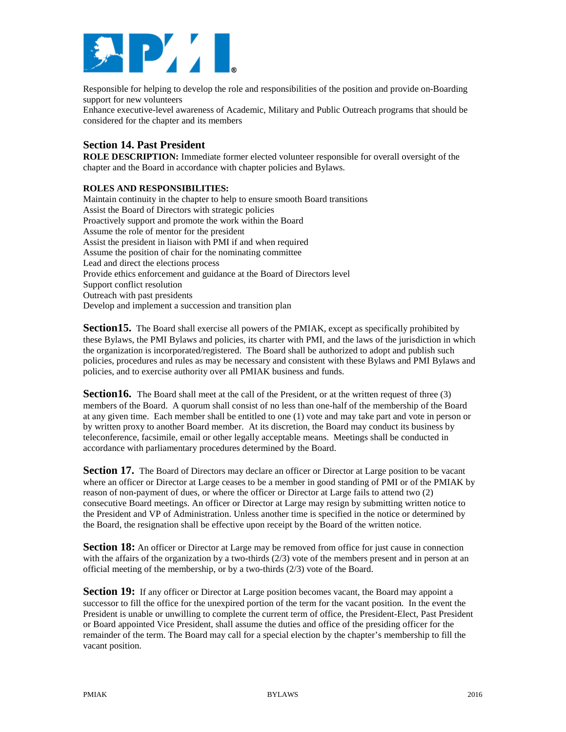Responsible for helping to develop the role and responsibilities of the position and provide on-Boarding support for new volunteers
Enhance executive-level awareness of Academic, Military and Public Outreach programs that should be considered for the chapter and its members

### Section 14. Past President

**ROLE DESCRIPTION:** Immediate former elected volunteer responsible for overall oversight of the chapter and the Board in accordance with chapter policies and Bylaws.

**ROLES AND RESPONSIBILITIES:**
Maintain continuity in the chapter to help to ensure smooth Board transitions
Assist the Board of Directors with strategic policies
Proactively support and promote the work within the Board
Assume the role of mentor for the president
Assist the president in liaison with PMI if and when required
Assume the position of chair for the nominating committee
Lead and direct the elections process
Provide ethics enforcement and guidance at the Board of Directors level
Support conflict resolution
Outreach with past presidents
Develop and implement a succession and transition plan

**Section15.** The Board shall exercise all powers of the PMIAK, except as specifically prohibited by these Bylaws, the PMI Bylaws and policies, its charter with PMI, and the laws of the jurisdiction in which the organization is incorporated/registered. The Board shall be authorized to adopt and publish such policies, procedures and rules as may be necessary and consistent with these Bylaws and PMI Bylaws and policies, and to exercise authority over all PMIAK business and funds.

**Section16.** The Board shall meet at the call of the President, or at the written request of three (3) members of the Board. A quorum shall consist of no less than one-half of the membership of the Board at any given time. Each member shall be entitled to one (1) vote and may take part and vote in person or by written proxy to another Board member. At its discretion, the Board may conduct its business by teleconference, facsimile, email or other legally acceptable means. Meetings shall be conducted in accordance with parliamentary procedures determined by the Board.

**Section 17.** The Board of Directors may declare an officer or Director at Large position to be vacant where an officer or Director at Large ceases to be a member in good standing of PMI or of the PMIAK by reason of non-payment of dues, or where the officer or Director at Large fails to attend two (2) consecutive Board meetings. An officer or Director at Large may resign by submitting written notice to the President and VP of Administration. Unless another time is specified in the notice or determined by the Board, the resignation shall be effective upon receipt by the Board of the written notice.

**Section 18:** An officer or Director at Large may be removed from office for just cause in connection with the affairs of the organization by a two-thirds (2/3) vote of the members present and in person at an official meeting of the membership, or by a two-thirds (2/3) vote of the Board.

**Section 19:** If any officer or Director at Large position becomes vacant, the Board may appoint a successor to fill the office for the unexpired portion of the term for the vacant position. In the event the President is unable or unwilling to complete the current term of office, the President-Elect, Past President or Board appointed Vice President, shall assume the duties and office of the presiding officer for the remainder of the term. The Board may call for a special election by the chapter's membership to fill the vacant position.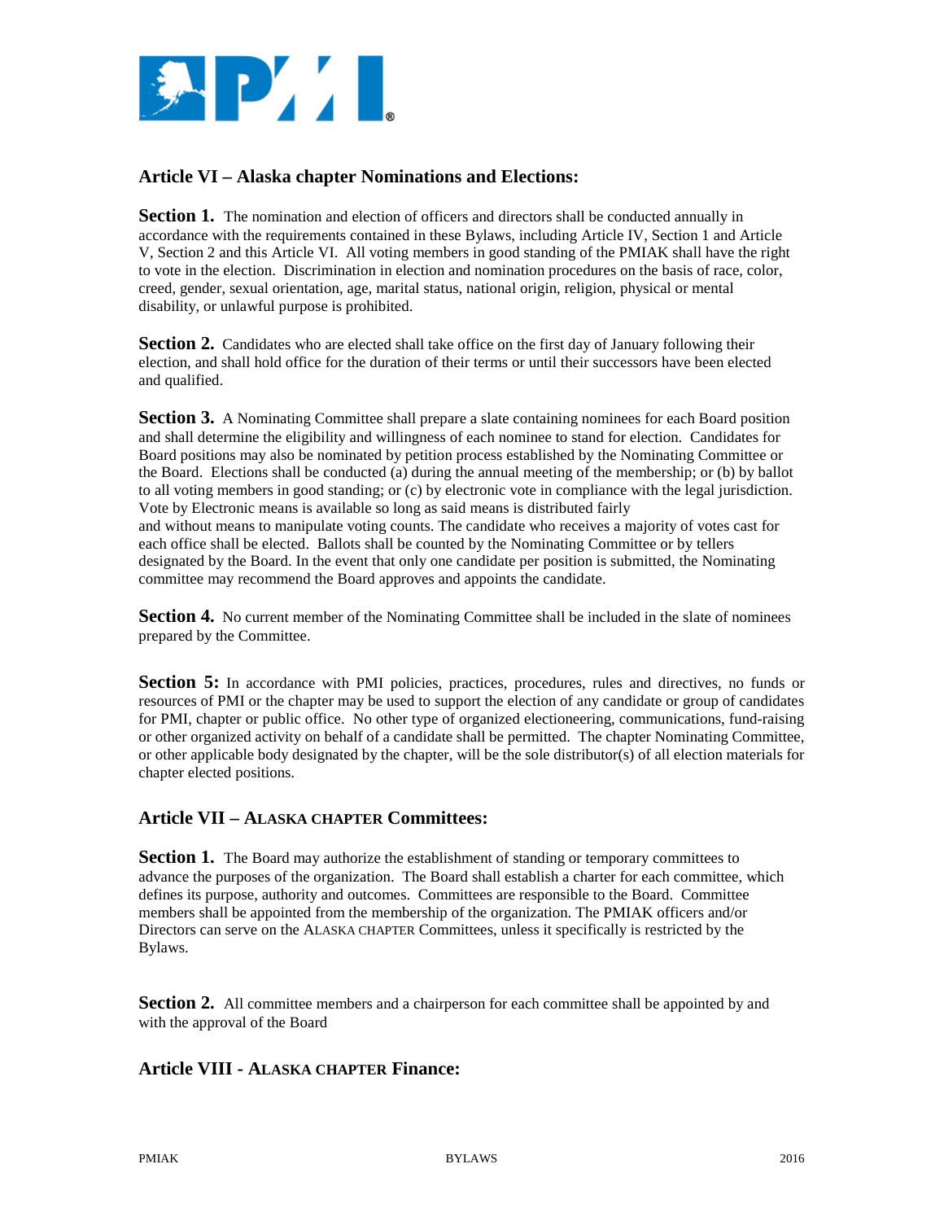## Article VI – Alaska chapter Nominations and Elections:

**Section 1.** The nomination and election of officers and directors shall be conducted annually in accordance with the requirements contained in these Bylaws, including Article IV, Section 1 and Article V, Section 2 and this Article VI. All voting members in good standing of the PMIAK shall have the right to vote in the election. Discrimination in election and nomination procedures on the basis of race, color, creed, gender, sexual orientation, age, marital status, national origin, religion, physical or mental disability, or unlawful purpose is prohibited.

**Section 2.** Candidates who are elected shall take office on the first day of January following their election, and shall hold office for the duration of their terms or until their successors have been elected and qualified.

**Section 3.** A Nominating Committee shall prepare a slate containing nominees for each Board position and shall determine the eligibility and willingness of each nominee to stand for election. Candidates for Board positions may also be nominated by petition process established by the Nominating Committee or the Board. Elections shall be conducted (a) during the annual meeting of the membership; or (b) by ballot to all voting members in good standing; or (c) by electronic vote in compliance with the legal jurisdiction. Vote by Electronic means is available so long as said means is distributed fairly and without means to manipulate voting counts. The candidate who receives a majority of votes cast for each office shall be elected. Ballots shall be counted by the Nominating Committee or by tellers designated by the Board. In the event that only one candidate per position is submitted, the Nominating committee may recommend the Board approves and appoints the candidate.

**Section 4.** No current member of the Nominating Committee shall be included in the slate of nominees prepared by the Committee.

**Section 5:** In accordance with PMI policies, practices, procedures, rules and directives, no funds or resources of PMI or the chapter may be used to support the election of any candidate or group of candidates for PMI, chapter or public office. No other type of organized electioneering, communications, fund-raising or other organized activity on behalf of a candidate shall be permitted. The chapter Nominating Committee, or other applicable body designated by the chapter, will be the sole distributor(s) of all election materials for chapter elected positions.

## Article VII – Alaska chapter Committees:

**Section 1.** The Board may authorize the establishment of standing or temporary committees to advance the purposes of the organization. The Board shall establish a charter for each committee, which defines its purpose, authority and outcomes. Committees are responsible to the Board. Committee members shall be appointed from the membership of the organization. The PMIAK officers and/or Directors can serve on the Alaska chapter Committees, unless it specifically is restricted by the Bylaws.

**Section 2.** All committee members and a chairperson for each committee shall be appointed by and with the approval of the Board

## Article VIII - Alaska chapter Finance: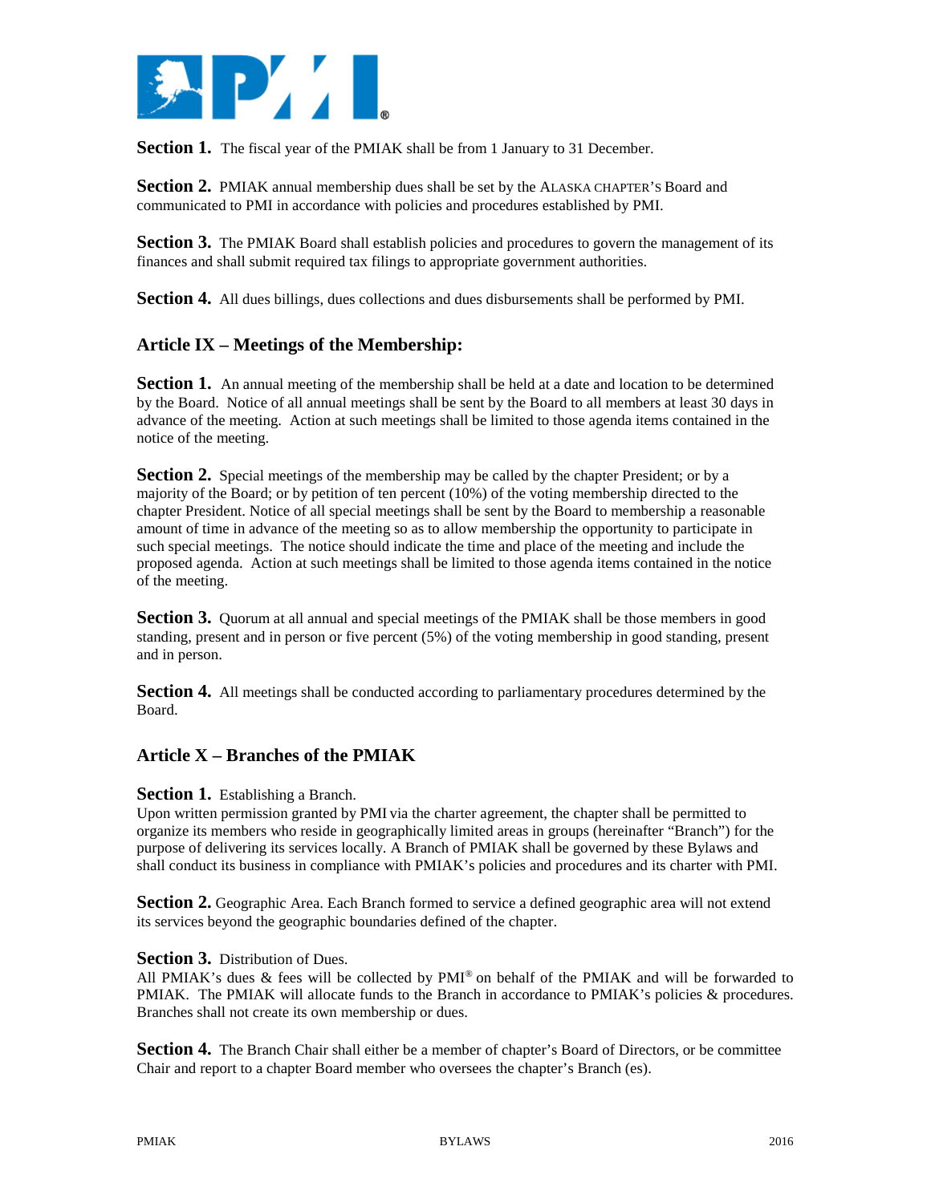**Section 1.** The fiscal year of the PMIAK shall be from 1 January to 31 December.

**Section 2.** PMIAK annual membership dues shall be set by the ALASKA CHAPTER'S Board and communicated to PMI in accordance with policies and procedures established by PMI.

**Section 3.** The PMIAK Board shall establish policies and procedures to govern the management of its finances and shall submit required tax filings to appropriate government authorities.

**Section 4.** All dues billings, dues collections and dues disbursements shall be performed by PMI.

## Article IX – Meetings of the Membership:

**Section 1.** An annual meeting of the membership shall be held at a date and location to be determined by the Board. Notice of all annual meetings shall be sent by the Board to all members at least 30 days in advance of the meeting. Action at such meetings shall be limited to those agenda items contained in the notice of the meeting.

**Section 2.** Special meetings of the membership may be called by the chapter President; or by a majority of the Board; or by petition of ten percent (10%) of the voting membership directed to the chapter President. Notice of all special meetings shall be sent by the Board to membership a reasonable amount of time in advance of the meeting so as to allow membership the opportunity to participate in such special meetings. The notice should indicate the time and place of the meeting and include the proposed agenda. Action at such meetings shall be limited to those agenda items contained in the notice of the meeting.

**Section 3.** Quorum at all annual and special meetings of the PMIAK shall be those members in good standing, present and in person or five percent (5%) of the voting membership in good standing, present and in person.

**Section 4.** All meetings shall be conducted according to parliamentary procedures determined by the Board.

## Article X – Branches of the PMIAK

**Section 1.** Establishing a Branch.
Upon written permission granted by PMI via the charter agreement, the chapter shall be permitted to organize its members who reside in geographically limited areas in groups (hereinafter "Branch") for the purpose of delivering its services locally. A Branch of PMIAK shall be governed by these Bylaws and shall conduct its business in compliance with PMIAK's policies and procedures and its charter with PMI.

**Section 2.** Geographic Area. Each Branch formed to service a defined geographic area will not extend its services beyond the geographic boundaries defined of the chapter.

**Section 3.** Distribution of Dues.
All PMIAK's dues & fees will be collected by PMI® on behalf of the PMIAK and will be forwarded to PMIAK. The PMIAK will allocate funds to the Branch in accordance to PMIAK's policies & procedures. Branches shall not create its own membership or dues.

**Section 4.** The Branch Chair shall either be a member of chapter's Board of Directors, or be committee Chair and report to a chapter Board member who oversees the chapter's Branch (es).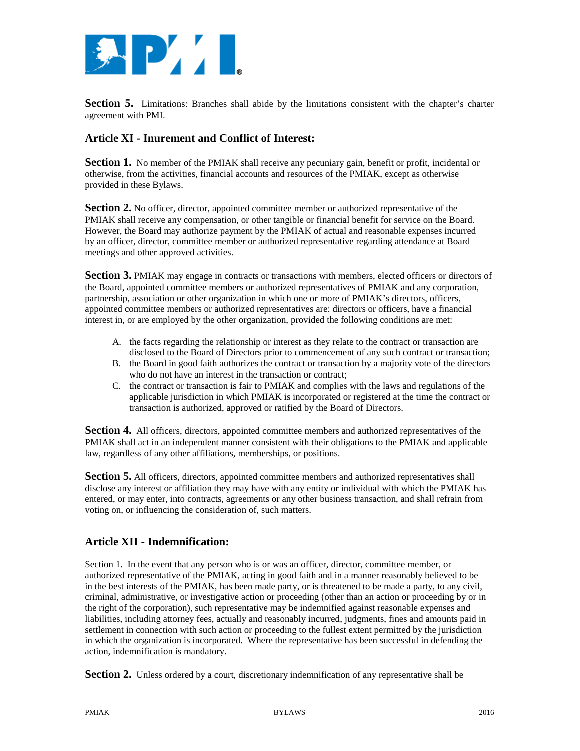**Section 5.** Limitations: Branches shall abide by the limitations consistent with the chapter's charter agreement with PMI.

## Article XI - Inurement and Conflict of Interest:

**Section 1.** No member of the PMIAK shall receive any pecuniary gain, benefit or profit, incidental or otherwise, from the activities, financial accounts and resources of the PMIAK, except as otherwise provided in these Bylaws.

**Section 2.** No officer, director, appointed committee member or authorized representative of the PMIAK shall receive any compensation, or other tangible or financial benefit for service on the Board. However, the Board may authorize payment by the PMIAK of actual and reasonable expenses incurred by an officer, director, committee member or authorized representative regarding attendance at Board meetings and other approved activities.

**Section 3.** PMIAK may engage in contracts or transactions with members, elected officers or directors of the Board, appointed committee members or authorized representatives of PMIAK and any corporation, partnership, association or other organization in which one or more of PMIAK's directors, officers, appointed committee members or authorized representatives are: directors or officers, have a financial interest in, or are employed by the other organization, provided the following conditions are met:

A. the facts regarding the relationship or interest as they relate to the contract or transaction are disclosed to the Board of Directors prior to commencement of any such contract or transaction;
B. the Board in good faith authorizes the contract or transaction by a majority vote of the directors who do not have an interest in the transaction or contract;
C. the contract or transaction is fair to PMIAK and complies with the laws and regulations of the applicable jurisdiction in which PMIAK is incorporated or registered at the time the contract or transaction is authorized, approved or ratified by the Board of Directors.

**Section 4.** All officers, directors, appointed committee members and authorized representatives of the PMIAK shall act in an independent manner consistent with their obligations to the PMIAK and applicable law, regardless of any other affiliations, memberships, or positions.

**Section 5.** All officers, directors, appointed committee members and authorized representatives shall disclose any interest or affiliation they may have with any entity or individual with which the PMIAK has entered, or may enter, into contracts, agreements or any other business transaction, and shall refrain from voting on, or influencing the consideration of, such matters.

## Article XII - Indemnification:

Section 1. In the event that any person who is or was an officer, director, committee member, or authorized representative of the PMIAK, acting in good faith and in a manner reasonably believed to be in the best interests of the PMIAK, has been made party, or is threatened to be made a party, to any civil, criminal, administrative, or investigative action or proceeding (other than an action or proceeding by or in the right of the corporation), such representative may be indemnified against reasonable expenses and liabilities, including attorney fees, actually and reasonably incurred, judgments, fines and amounts paid in settlement in connection with such action or proceeding to the fullest extent permitted by the jurisdiction in which the organization is incorporated. Where the representative has been successful in defending the action, indemnification is mandatory.

**Section 2.** Unless ordered by a court, discretionary indemnification of any representative shall be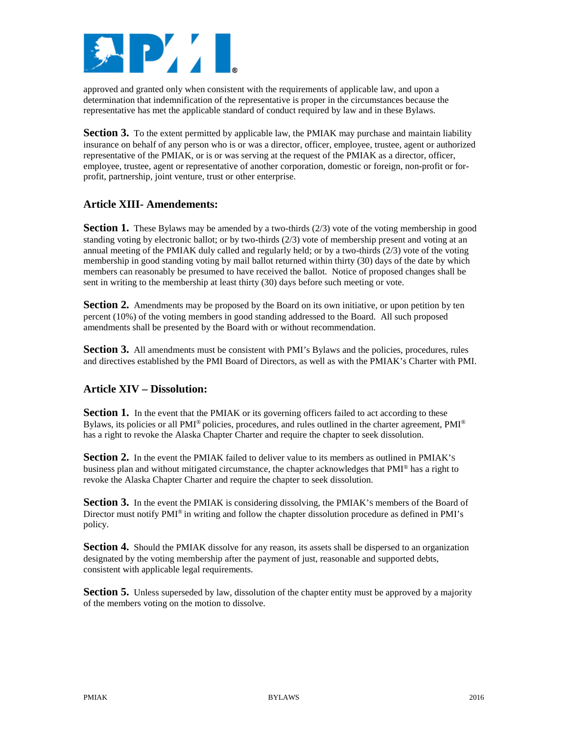approved and granted only when consistent with the requirements of applicable law, and upon a determination that indemnification of the representative is proper in the circumstances because the representative has met the applicable standard of conduct required by law and in these Bylaws.

**Section 3.** To the extent permitted by applicable law, the PMIAK may purchase and maintain liability insurance on behalf of any person who is or was a director, officer, employee, trustee, agent or authorized representative of the PMIAK, or is or was serving at the request of the PMIAK as a director, officer, employee, trustee, agent or representative of another corporation, domestic or foreign, non-profit or for-profit, partnership, joint venture, trust or other enterprise.

### Article XIII- Amendements:

**Section 1.** These Bylaws may be amended by a two-thirds (2/3) vote of the voting membership in good standing voting by electronic ballot; or by two-thirds (2/3) vote of membership present and voting at an annual meeting of the PMIAK duly called and regularly held; or by a two-thirds (2/3) vote of the voting membership in good standing voting by mail ballot returned within thirty (30) days of the date by which members can reasonably be presumed to have received the ballot. Notice of proposed changes shall be sent in writing to the membership at least thirty (30) days before such meeting or vote.

**Section 2.** Amendments may be proposed by the Board on its own initiative, or upon petition by ten percent (10%) of the voting members in good standing addressed to the Board. All such proposed amendments shall be presented by the Board with or without recommendation.

**Section 3.** All amendments must be consistent with PMI's Bylaws and the policies, procedures, rules and directives established by the PMI Board of Directors, as well as with the PMIAK's Charter with PMI.

### Article XIV – Dissolution:

**Section 1.** In the event that the PMIAK or its governing officers failed to act according to these Bylaws, its policies or all PMI® policies, procedures, and rules outlined in the charter agreement, PMI® has a right to revoke the Alaska Chapter Charter and require the chapter to seek dissolution.

**Section 2.** In the event the PMIAK failed to deliver value to its members as outlined in PMIAK's business plan and without mitigated circumstance, the chapter acknowledges that PMI® has a right to revoke the Alaska Chapter Charter and require the chapter to seek dissolution.

**Section 3.** In the event the PMIAK is considering dissolving, the PMIAK's members of the Board of Director must notify PMI® in writing and follow the chapter dissolution procedure as defined in PMI's policy.

**Section 4.** Should the PMIAK dissolve for any reason, its assets shall be dispersed to an organization designated by the voting membership after the payment of just, reasonable and supported debts, consistent with applicable legal requirements.

**Section 5.** Unless superseded by law, dissolution of the chapter entity must be approved by a majority of the members voting on the motion to dissolve.